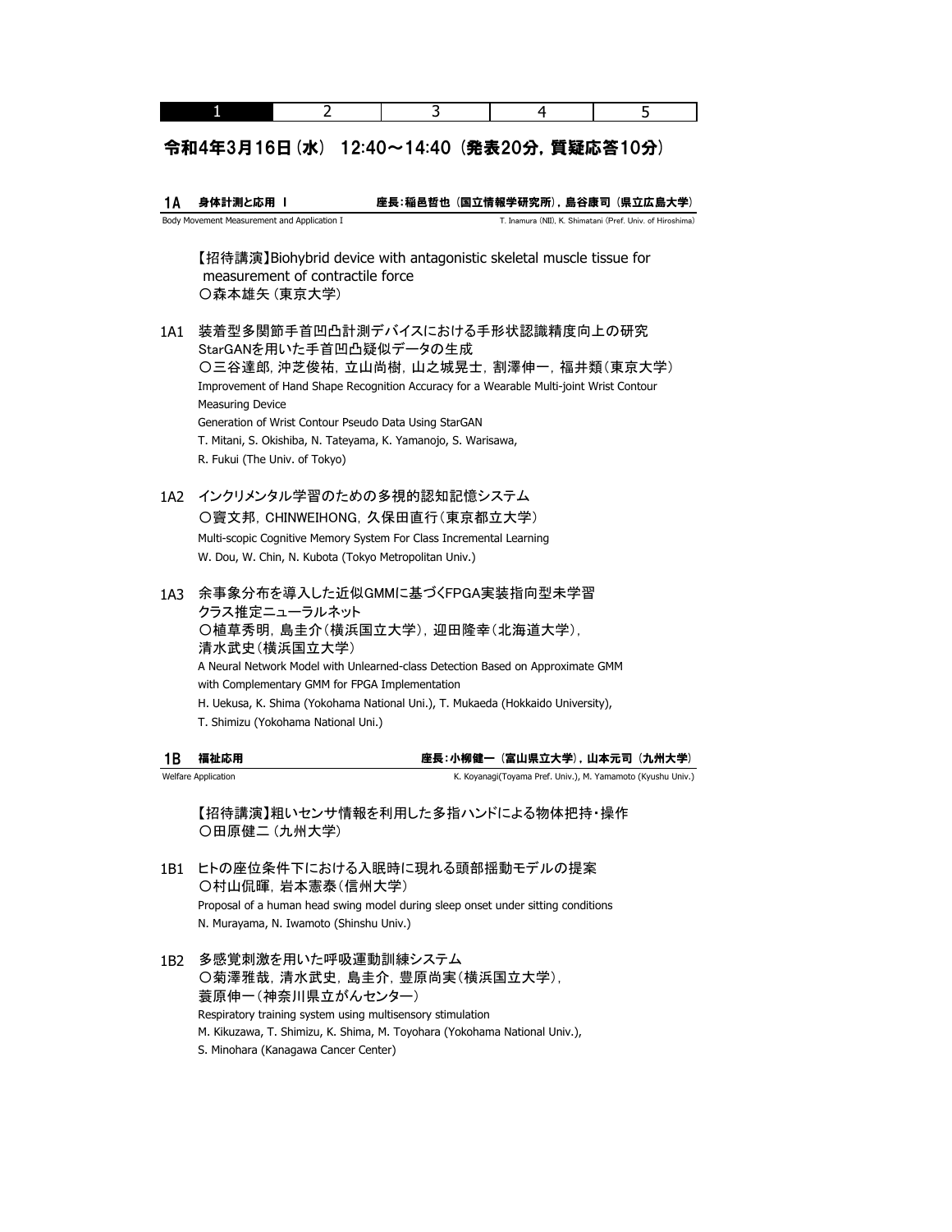| 1 | 2 | 3 | 4 | 5 |
| --- | --- | --- | --- | --- |

## 令和4年3月16日（水） 12:40～14:40（発表20分，質疑応答10分）

### 1A 身体計測と応用 I　　座長：稲邑哲也（国立情報学研究所），島谷康司（県立広島大学）

Body Movement Measurement and Application I　　T. Inamura (NII), K. Shimatani (Pref. Univ. of Hiroshima)

【招待講演】Biohybrid device with antagonistic skeletal muscle tissue for measurement of contractile force
〇森本雄矢（東京大学）

1A1 装着型多関節手首凹凸計測デバイスにおける手形状認識精度向上の研究
StarGANを用いた手首凹凸疑似データの生成
〇三谷達郎，沖芝俊祐，立山尚樹，山之城晃士，割澤伸一，福井類（東京大学）
Improvement of Hand Shape Recognition Accuracy for a Wearable Multi-joint Wrist Contour Measuring Device
Generation of Wrist Contour Pseudo Data Using StarGAN
T. Mitani, S. Okishiba, N. Tateyama, K. Yamanojo, S. Warisawa, R. Fukui (The Univ. of Tokyo)

1A2 インクリメンタル学習のための多視的認知記憶システム
〇竇文邦，CHINWEIHONG，久保田直行（東京都立大学）
Multi-scopic Cognitive Memory System For Class Incremental Learning
W. Dou, W. Chin, N. Kubota (Tokyo Metropolitan Univ.)

1A3 余事象分布を導入した近似GMMに基づくFPGA実装指向型未学習クラス推定ニューラルネット
〇植草秀明，島圭介（横浜国立大学），迎田隆幸（北海道大学），清水武史（横浜国立大学）
A Neural Network Model with Unlearned-class Detection Based on Approximate GMM with Complementary GMM for FPGA Implementation
H. Uekusa, K. Shima (Yokohama National Uni.), T. Mukaeda (Hokkaido University), T. Shimizu (Yokohama National Uni.)

### 1B 福祉応用　　座長：小柳健一（富山県立大学），山本元司（九州大学）

Welfare Application　　K. Koyanagi(Toyama Pref. Univ.), M. Yamamoto (Kyushu Univ.)

【招待講演】粗いセンサ情報を利用した多指ハンドによる物体把持・操作
〇田原健二（九州大学）

1B1 ヒトの座位条件下における入眠時に現れる頭部揺動モデルの提案
〇村山侃暉，岩本憲泰（信州大学）
Proposal of a human head swing model during sleep onset under sitting conditions
N. Murayama, N. Iwamoto (Shinshu Univ.)

1B2 多感覚刺激を用いた呼吸運動訓練システム
〇菊澤雅哉，清水武史，島圭介，豊原尚実（横浜国立大学），蓑原伸一（神奈川県立がんセンター）
Respiratory training system using multisensory stimulation
M. Kikuzawa, T. Shimizu, K. Shima, M. Toyohara (Yokohama National Univ.), S. Minohara (Kanagawa Cancer Center)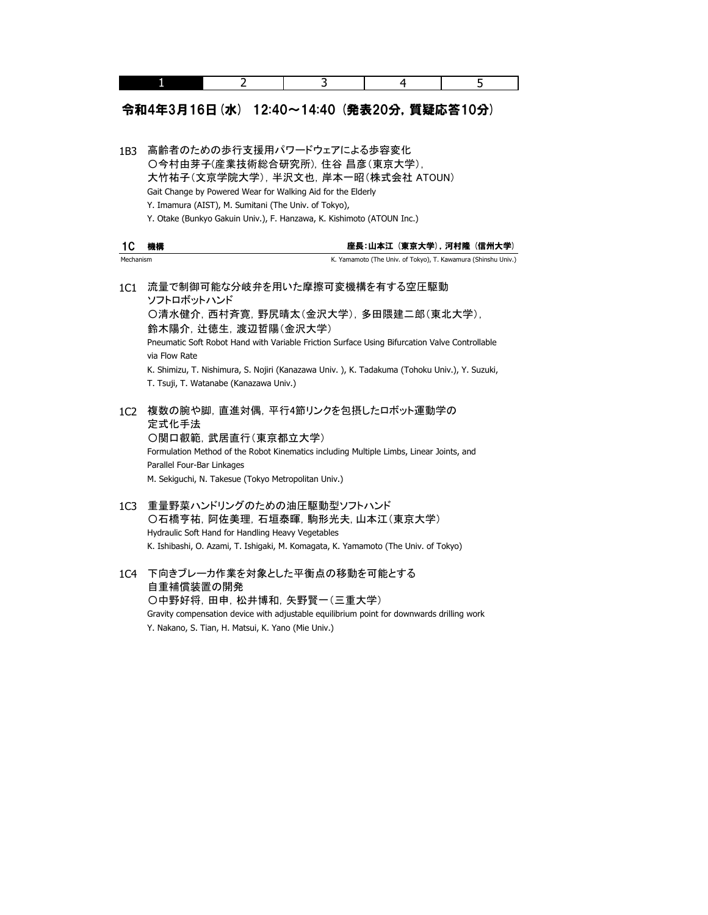| 1 | 2 | 3 | 4 | 5 |
|---|---|---|---|---|

## 令和4年3月16日（水） 12:40～14:40（発表20分，質疑応答10分）

1B3 高齢者のための歩行支援用パワードウェアによる歩容変化
〇今村由芽子(産業技術総合研究所)，住谷 昌彦(東京大学)，
大竹祐子(文京学院大学)，半沢文也，岸本一昭(株式会社 ATOUN)
Gait Change by Powered Wear for Walking Aid for the Elderly
Y. Imamura (AIST), M. Sumitani (The Univ. of Tokyo),
Y. Otake (Bunkyo Gakuin Univ.), F. Hanzawa, K. Kishimoto (ATOUN Inc.)

### 1C 機構 座長：山本江（東京大学），河村隆（信州大学）

Mechanism K. Yamamoto (The Univ. of Tokyo), T. Kawamura (Shinshu Univ.)

1C1 流量で制御可能な分岐弁を用いた摩擦可変機構を有する空圧駆動ソフトロボットハンド
〇清水健介，西村斉寛，野尻晴太(金沢大学)，多田隈建二郎(東北大学)，
鈴木陽介，辻徳生，渡辺哲陽(金沢大学)
Pneumatic Soft Robot Hand with Variable Friction Surface Using Bifurcation Valve Controllable via Flow Rate
K. Shimizu, T. Nishimura, S. Nojiri (Kanazawa Univ. ), K. Tadakuma (Tohoku Univ.), Y. Suzuki, T. Tsuji, T. Watanabe (Kanazawa Univ.)

1C2 複数の腕や脚，直進対偶，平行4節リンクを包摂したロボット運動学の定式化手法
〇関口叡範，武居直行(東京都立大学)
Formulation Method of the Robot Kinematics including Multiple Limbs, Linear Joints, and Parallel Four-Bar Linkages
M. Sekiguchi, N. Takesue (Tokyo Metropolitan Univ.)

1C3 重量野菜ハンドリングのための油圧駆動型ソフトハンド
〇石橋亨祐，阿佐美理，石垣泰暉，駒形光夫，山本江(東京大学)
Hydraulic Soft Hand for Handling Heavy Vegetables
K. Ishibashi, O. Azami, T. Ishigaki, M. Komagata, K. Yamamoto (The Univ. of Tokyo)

1C4 下向きブレーカ作業を対象とした平衡点の移動を可能とする自重補償装置の開発
〇中野好将，田申，松井博和，矢野賢一(三重大学)
Gravity compensation device with adjustable equilibrium point for downwards drilling work
Y. Nakano, S. Tian, H. Matsui, K. Yano (Mie Univ.)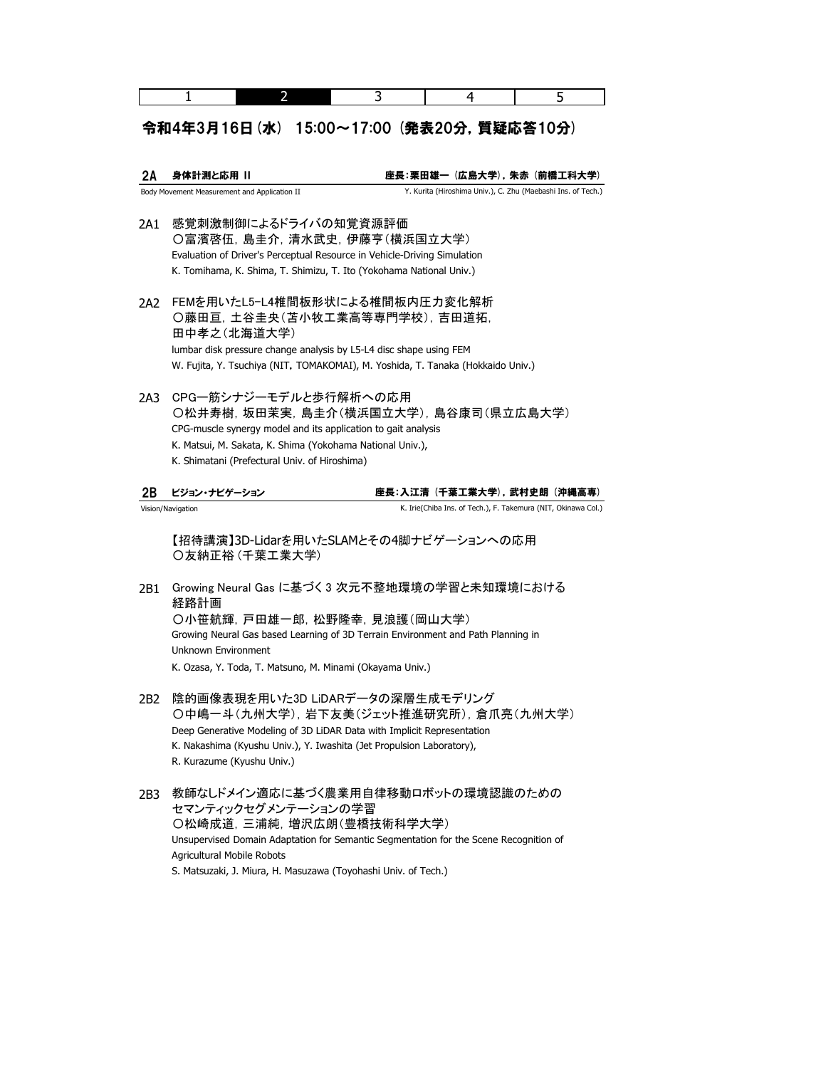| 1 | 2 | 3 | 4 | 5 |
|---|---|---|---|---|

## 令和4年3月16日（水） 15:00～17:00（発表20分，質疑応答10分）

### 2A 身体計測と応用 II　　座長：栗田雄一（広島大学），朱赤（前橋工科大学）

Body Movement Measurement and Application II　　Y. Kurita (Hiroshima Univ.), C. Zhu (Maebashi Ins. of Tech.)

**2A1** 感覚刺激制御によるドライバの知覚資源評価
〇富濱啓伍，島圭介，清水武史，伊藤亨（横浜国立大学）
Evaluation of Driver's Perceptual Resource in Vehicle-Driving Simulation
K. Tomihama, K. Shima, T. Shimizu, T. Ito (Yokohama National Univ.)

**2A2** FEMを用いたL5-L4椎間板形状による椎間板内圧力変化解析
〇藤田亘，土谷圭央（苫小牧工業高等専門学校），吉田道拓，田中孝之（北海道大学）
lumbar disk pressure change analysis by L5-L4 disc shape using FEM
W. Fujita, Y. Tsuchiya (NIT, TOMAKOMAI), M. Yoshida, T. Tanaka (Hokkaido Univ.)

**2A3** CPG—筋シナジーモデルと歩行解析への応用
〇松井寿樹，坂田茉実，島圭介（横浜国立大学），島谷康司（県立広島大学）
CPG-muscle synergy model and its application to gait analysis
K. Matsui, M. Sakata, K. Shima (Yokohama National Univ.),
K. Shimatani (Prefectural Univ. of Hiroshima)

### 2B ビジョン・ナビゲーション　　座長：入江清（千葉工業大学），武村史朗（沖縄高専）

Vision/Navigation　　K. Irie(Chiba Ins. of Tech.), F. Takemura (NIT, Okinawa Col.)

【招待講演】3D-Lidarを用いたSLAMとその4脚ナビゲーションへの応用
〇友納正裕（千葉工業大学）

**2B1** Growing Neural Gas に基づく 3 次元不整地環境の学習と未知環境における経路計画
〇小笹航輝，戸田雄一郎，松野隆幸，見浪護（岡山大学）
Growing Neural Gas based Learning of 3D Terrain Environment and Path Planning in Unknown Environment
K. Ozasa, Y. Toda, T. Matsuno, M. Minami (Okayama Univ.)

**2B2** 陰的画像表現を用いた3D LiDARデータの深層生成モデリング
〇中嶋一斗（九州大学），岩下友美（ジェット推進研究所），倉爪亮（九州大学）
Deep Generative Modeling of 3D LiDAR Data with Implicit Representation
K. Nakashima (Kyushu Univ.), Y. Iwashita (Jet Propulsion Laboratory),
R. Kurazume (Kyushu Univ.)

**2B3** 教師なしドメイン適応に基づく農業用自律移動ロボットの環境認識のためのセマンティックセグメンテーションの学習
〇松崎成道，三浦純，増沢広朗（豊橋技術科学大学）
Unsupervised Domain Adaptation for Semantic Segmentation for the Scene Recognition of Agricultural Mobile Robots
S. Matsuzaki, J. Miura, H. Masuzawa (Toyohashi Univ. of Tech.)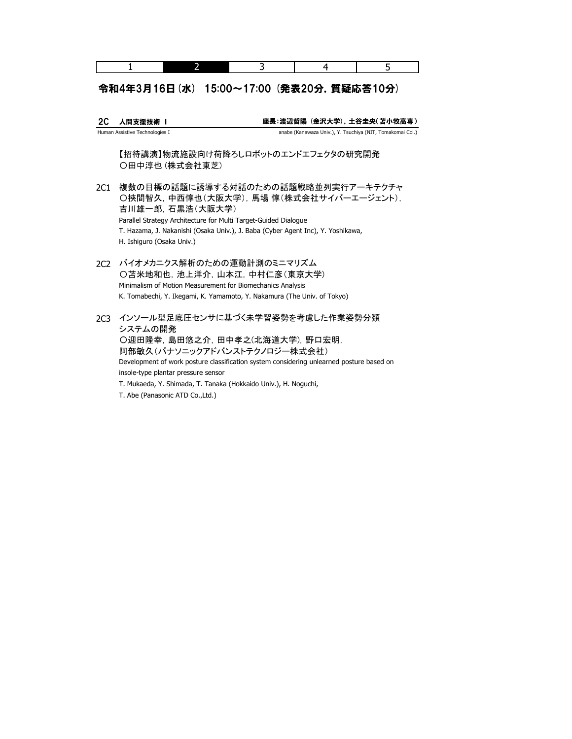| 1 | 2 | 3 | 4 | 5 |
| --- | --- | --- | --- | --- |

## 令和4年3月16日（水） 15:00～17:00（発表20分，質疑応答10分）

### 2C 人間支援技術 I

座長：渡辺哲陽（金沢大学），土谷圭央（苫小牧高専）

Human Assistive Technologies I

anabe (Kanawaza Univ.), Y. Tsuchiya (NIT, Tomakomai Col.)

【招待講演】物流施設向け荷降ろしロボットのエンドエフェクタの研究開発
〇田中淳也（株式会社東芝）

2C1 複数の目標の話題に誘導する対話のための話題戦略並列実行アーキテクチャ
〇挾間智久，中西惇也（大阪大学），馬場 惇（株式会社サイバーエージェント），
吉川雄一郎，石黒浩（大阪大学）
Parallel Strategy Architecture for Multi Target-Guided Dialogue
T. Hazama, J. Nakanishi (Osaka Univ.), J. Baba (Cyber Agent Inc), Y. Yoshikawa,
H. Ishiguro (Osaka Univ.)

2C2 バイオメカニクス解析のための運動計測のミニマリズム
〇苫米地和也，池上洋介，山本江，中村仁彦（東京大学）
Minimalism of Motion Measurement for Biomechanics Analysis
K. Tomabechi, Y. Ikegami, K. Yamamoto, Y. Nakamura (The Univ. of Tokyo)

2C3 インソール型足底圧センサに基づく未学習姿勢を考慮した作業姿勢分類システムの開発
〇迎田隆幸，島田悠之介，田中孝之（北海道大学），野口宏明，
阿部敏久（パナソニックアドバンストテクノロジー株式会社）
Development of work posture classification system considering unlearned posture based on insole-type plantar pressure sensor
T. Mukaeda, Y. Shimada, T. Tanaka (Hokkaido Univ.), H. Noguchi,
T. Abe (Panasonic ATD Co.,Ltd.)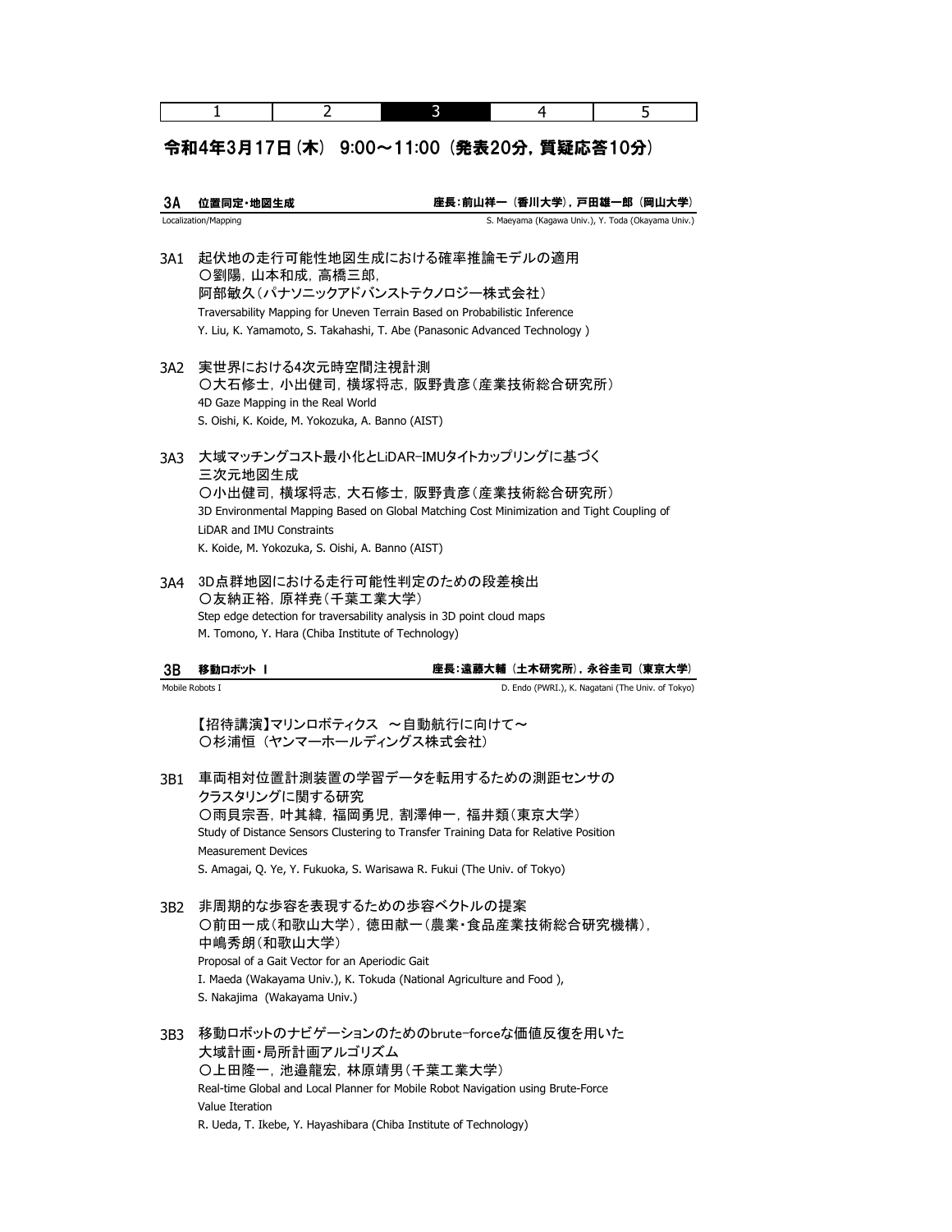| 1 | 2 | 3 | 4 | 5 |
|---|---|---|---|---|

## 令和4年3月17日（木） 9:00～11:00（発表20分，質疑応答10分）

### 3A 位置同定・地図生成　　座長：前山祥一（香川大学），戸田雄一郎（岡山大学）

Localization/Mapping　　S. Maeyama (Kagawa Univ.), Y. Toda (Okayama Univ.)

**3A1** 起伏地の走行可能性地図生成における確率推論モデルの適用
〇劉陽，山本和成，高橋三郎，
阿部敏久（パナソニックアドバンストテクノロジー株式会社）
Traversability Mapping for Uneven Terrain Based on Probabilistic Inference
Y. Liu, K. Yamamoto, S. Takahashi, T. Abe (Panasonic Advanced Technology )

**3A2** 実世界における4次元時空間注視計測
〇大石修士，小出健司，横塚将志，阪野貴彦（産業技術総合研究所）
4D Gaze Mapping in the Real World
S. Oishi, K. Koide, M. Yokozuka, A. Banno (AIST)

**3A3** 大域マッチングコスト最小化とLiDAR-IMUタイトカップリングに基づく三次元地図生成
〇小出健司，横塚将志，大石修士，阪野貴彦（産業技術総合研究所）
3D Environmental Mapping Based on Global Matching Cost Minimization and Tight Coupling of LiDAR and IMU Constraints
K. Koide, M. Yokozuka, S. Oishi, A. Banno (AIST)

**3A4** 3D点群地図における走行可能性判定のための段差検出
〇友納正裕，原祥尭（千葉工業大学）
Step edge detection for traversability analysis in 3D point cloud maps
M. Tomono, Y. Hara (Chiba Institute of Technology)

### 3B 移動ロボット I　　座長：遠藤大輔（土木研究所），永谷圭司（東京大学）

Mobile Robots I　　D. Endo (PWRI.), K. Nagatani (The Univ. of Tokyo)

【招待講演】マリンロボティクス ～自動航行に向けて～
〇杉浦恒（ヤンマーホールディングス株式会社）

**3B1** 車両相対位置計測装置の学習データを転用するための測距センサのクラスタリングに関する研究
〇雨貝宗吾，叶其緯，福岡勇児，割澤伸一，福井類（東京大学）
Study of Distance Sensors Clustering to Transfer Training Data for Relative Position Measurement Devices
S. Amagai, Q. Ye, Y. Fukuoka, S. Warisawa R. Fukui (The Univ. of Tokyo)

**3B2** 非周期的な歩容を表現するための歩容ベクトルの提案
〇前田一成（和歌山大学），徳田献一（農業・食品産業技術総合研究機構），
中嶋秀朗（和歌山大学）
Proposal of a Gait Vector for an Aperiodic Gait
I. Maeda (Wakayama Univ.), K. Tokuda (National Agriculture and Food ),
S. Nakajima (Wakayama Univ.)

**3B3** 移動ロボットのナビゲーションのためのbrute-forceな価値反復を用いた大域計画・局所計画アルゴリズム
〇上田隆一，池邉龍宏，林原靖男（千葉工業大学）
Real-time Global and Local Planner for Mobile Robot Navigation using Brute-Force Value Iteration
R. Ueda, T. Ikebe, Y. Hayashibara (Chiba Institute of Technology)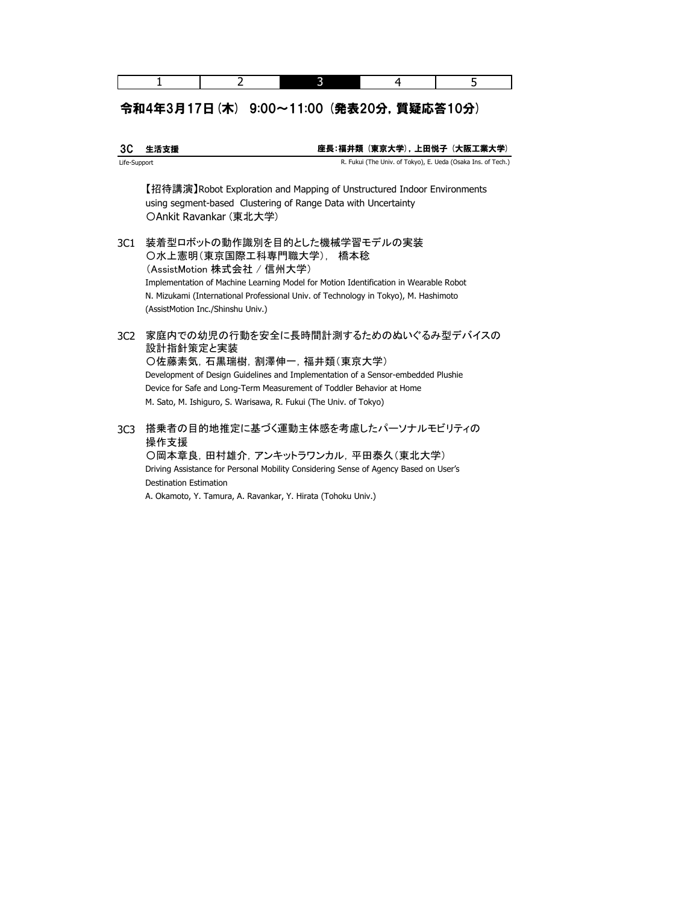| 1 | 2 | 3 | 4 | 5 |
|---|---|---|---|---|

## 令和4年3月17日（木） 9:00～11:00（発表20分，質疑応答10分）

### 3C 生活支援

**座長：福井類（東京大学），上田悦子（大阪工業大学）**

Life-Support

R. Fukui (The Univ. of Tokyo), E. Ueda (Osaka Ins. of Tech.)

【招待講演】Robot Exploration and Mapping of Unstructured Indoor Environments using segment-based Clustering of Range Data with Uncertainty
○Ankit Ravankar（東北大学）

**3C1** 装着型ロボットの動作識別を目的とした機械学習モデルの実装
○水上憲明（東京国際工科専門職大学），橋本稔（AssistMotion 株式会社 / 信州大学）
Implementation of Machine Learning Model for Motion Identification in Wearable Robot
N. Mizukami (International Professional Univ. of Technology in Tokyo), M. Hashimoto (AssistMotion Inc./Shinshu Univ.)

**3C2** 家庭内での幼児の行動を安全に長時間計測するためのぬいぐるみ型デバイスの設計指針策定と実装
○佐藤素気，石黒瑞樹，割澤伸一，福井類（東京大学）
Development of Design Guidelines and Implementation of a Sensor-embedded Plushie Device for Safe and Long-Term Measurement of Toddler Behavior at Home
M. Sato, M. Ishiguro, S. Warisawa, R. Fukui (The Univ. of Tokyo)

**3C3** 搭乗者の目的地推定に基づく運動主体感を考慮したパーソナルモビリティの操作支援
○岡本章良，田村雄介，アンキットラワンカル，平田泰久（東北大学）
Driving Assistance for Personal Mobility Considering Sense of Agency Based on User's Destination Estimation
A. Okamoto, Y. Tamura, A. Ravankar, Y. Hirata (Tohoku Univ.)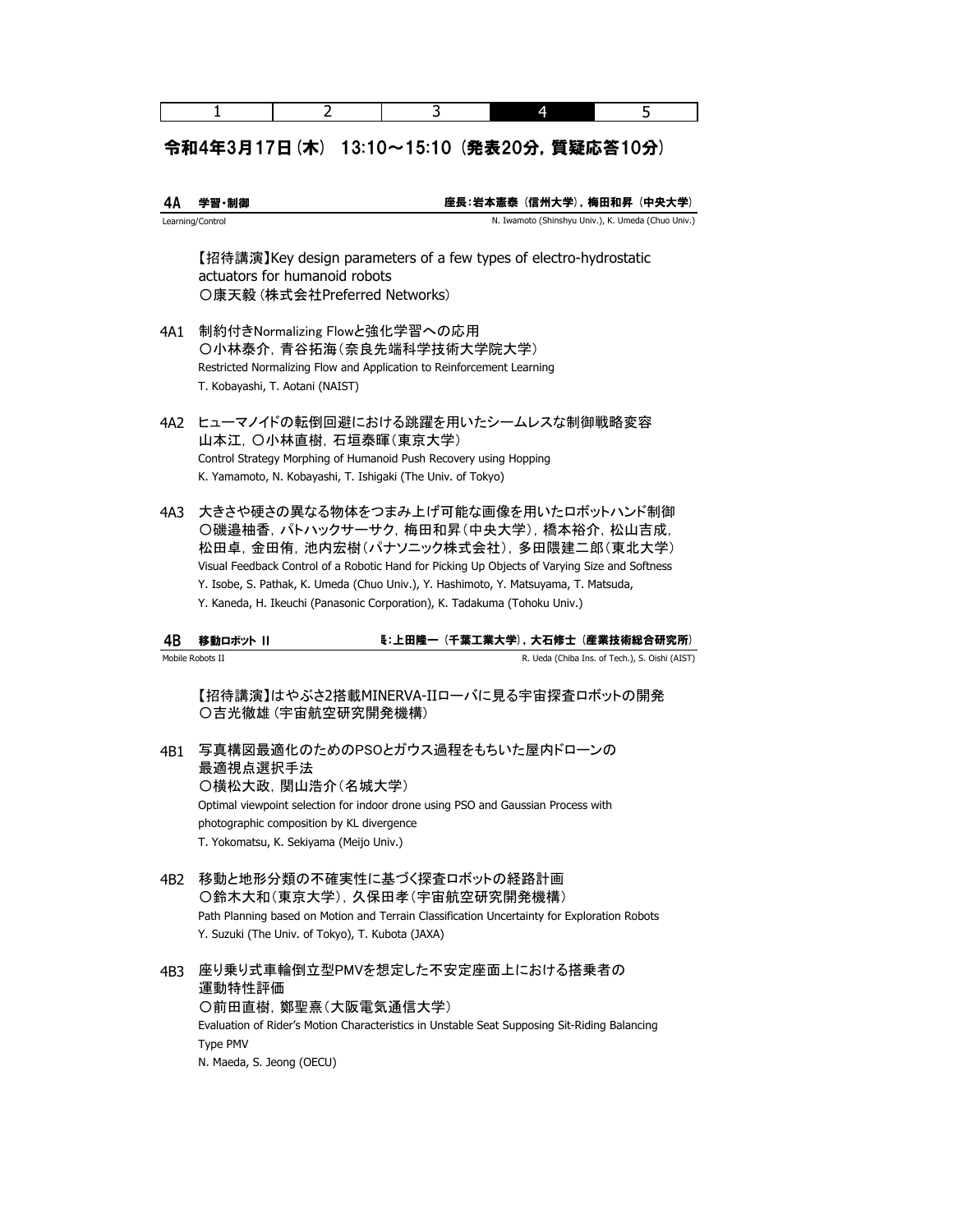| 1 | 2 | 3 | 4 | 5 |
|---|---|---|---|---|

## 令和4年3月17日 (木) 13:10～15:10 (発表20分, 質疑応答10分)

### 4A 学習・制御

**座長:岩本憲泰 (信州大学), 梅田和昇 (中央大学)**

Learning/Control — N. Iwamoto (Shinshyu Univ.), K. Umeda (Chuo Univ.)

【招待講演】Key design parameters of a few types of electro-hydrostatic actuators for humanoid robots
○康天毅 (株式会社Preferred Networks)

4A1 制約付きNormalizing Flowと強化学習への応用
○小林泰介, 青谷拓海 (奈良先端科学技術大学院大学)
Restricted Normalizing Flow and Application to Reinforcement Learning
T. Kobayashi, T. Aotani (NAIST)

4A2 ヒューマノイドの転倒回避における跳躍を用いたシームレスな制御戦略変容
山本江, ○小林直樹, 石垣泰暉 (東京大学)
Control Strategy Morphing of Humanoid Push Recovery using Hopping
K. Yamamoto, N. Kobayashi, T. Ishigaki (The Univ. of Tokyo)

4A3 大きさや硬さの異なる物体をつまみ上げ可能な画像を用いたロボットハンド制御
○磯邉柚香, パトハックサーサク, 梅田和昇 (中央大学), 橋本裕介, 松山吉成, 松田卓, 金田侑, 池内宏樹 (パナソニック株式会社), 多田隈建二郎 (東北大学)
Visual Feedback Control of a Robotic Hand for Picking Up Objects of Varying Size and Softness
Y. Isobe, S. Pathak, K. Umeda (Chuo Univ.), Y. Hashimoto, Y. Matsuyama, T. Matsuda, Y. Kaneda, H. Ikeuchi (Panasonic Corporation), K. Tadakuma (Tohoku Univ.)

### 4B 移動ロボット II

**長:上田隆一 (千葉工業大学), 大石修士 (産業技術総合研究所)**

Mobile Robots II — R. Ueda (Chiba Ins. of Tech.), S. Oishi (AIST)

【招待講演】はやぶさ2搭載MINERVA-IIローバに見る宇宙探査ロボットの開発
○吉光徹雄 (宇宙航空研究開発機構)

4B1 写真構図最適化のためのPSOとガウス過程をもちいた屋内ドローンの最適視点選択手法
○横松大政, 関山浩介 (名城大学)
Optimal viewpoint selection for indoor drone using PSO and Gaussian Process with photographic composition by KL divergence
T. Yokomatsu, K. Sekiyama (Meijo Univ.)

4B2 移動と地形分類の不確実性に基づく探査ロボットの経路計画
○鈴木大和 (東京大学), 久保田孝 (宇宙航空研究開発機構)
Path Planning based on Motion and Terrain Classification Uncertainty for Exploration Robots
Y. Suzuki (The Univ. of Tokyo), T. Kubota (JAXA)

4B3 座り乗り式車輪倒立型PMVを想定した不安定座面上における搭乗者の運動特性評価
○前田直樹, 鄭聖熹 (大阪電気通信大学)
Evaluation of Rider's Motion Characteristics in Unstable Seat Supposing Sit-Riding Balancing Type PMV
N. Maeda, S. Jeong (OECU)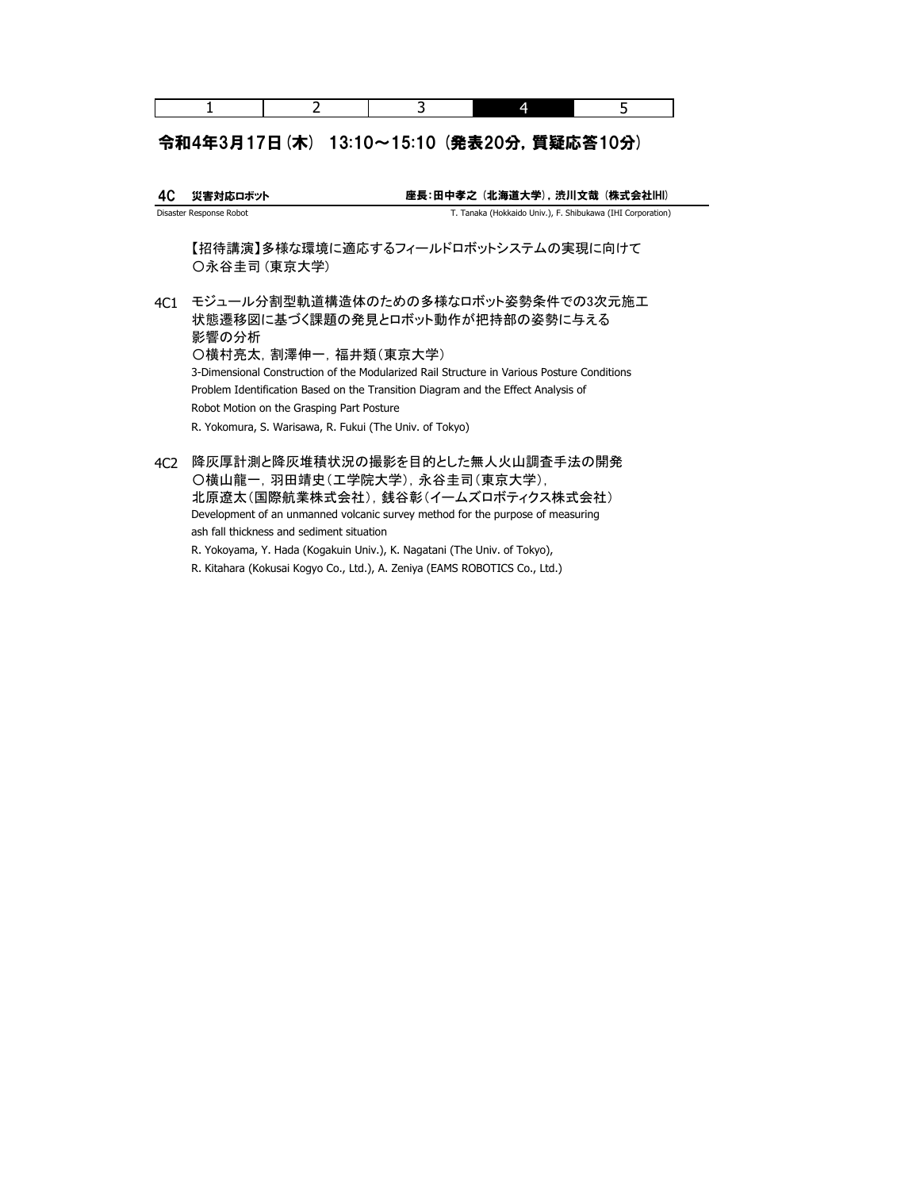| 1 | 2 | 3 | 4 | 5 |
|---|---|---|---|---|

## 令和4年3月17日（木） 13:10〜15:10（発表20分，質疑応答10分）

### 4C 災害対応ロボット　　座長：田中孝之（北海道大学），渋川文哉（株式会社IHI）

Disaster Response Robot　　T. Tanaka (Hokkaido Univ.), F. Shibukawa (IHI Corporation)

【招待講演】多様な環境に適応するフィールドロボットシステムの実現に向けて
○永谷圭司（東京大学）

**4C1** モジュール分割型軌道構造体のための多様なロボット姿勢条件での3次元施工状態遷移図に基づく課題の発見とロボット動作が把持部の姿勢に与える影響の分析
○横村亮太，割澤伸一，福井類（東京大学）
3-Dimensional Construction of the Modularized Rail Structure in Various Posture Conditions Problem Identification Based on the Transition Diagram and the Effect Analysis of Robot Motion on the Grasping Part Posture
R. Yokomura, S. Warisawa, R. Fukui (The Univ. of Tokyo)

**4C2** 降灰厚計測と降灰堆積状況の撮影を目的とした無人火山調査手法の開発
○横山龍一，羽田靖史（工学院大学），永谷圭司（東京大学），北原遼太（国際航業株式会社），銭谷彰（イームズロボティクス株式会社）
Development of an unmanned volcanic survey method for the purpose of measuring ash fall thickness and sediment situation
R. Yokoyama, Y. Hada (Kogakuin Univ.), K. Nagatani (The Univ. of Tokyo), R. Kitahara (Kokusai Kogyo Co., Ltd.), A. Zeniya (EAMS ROBOTICS Co., Ltd.)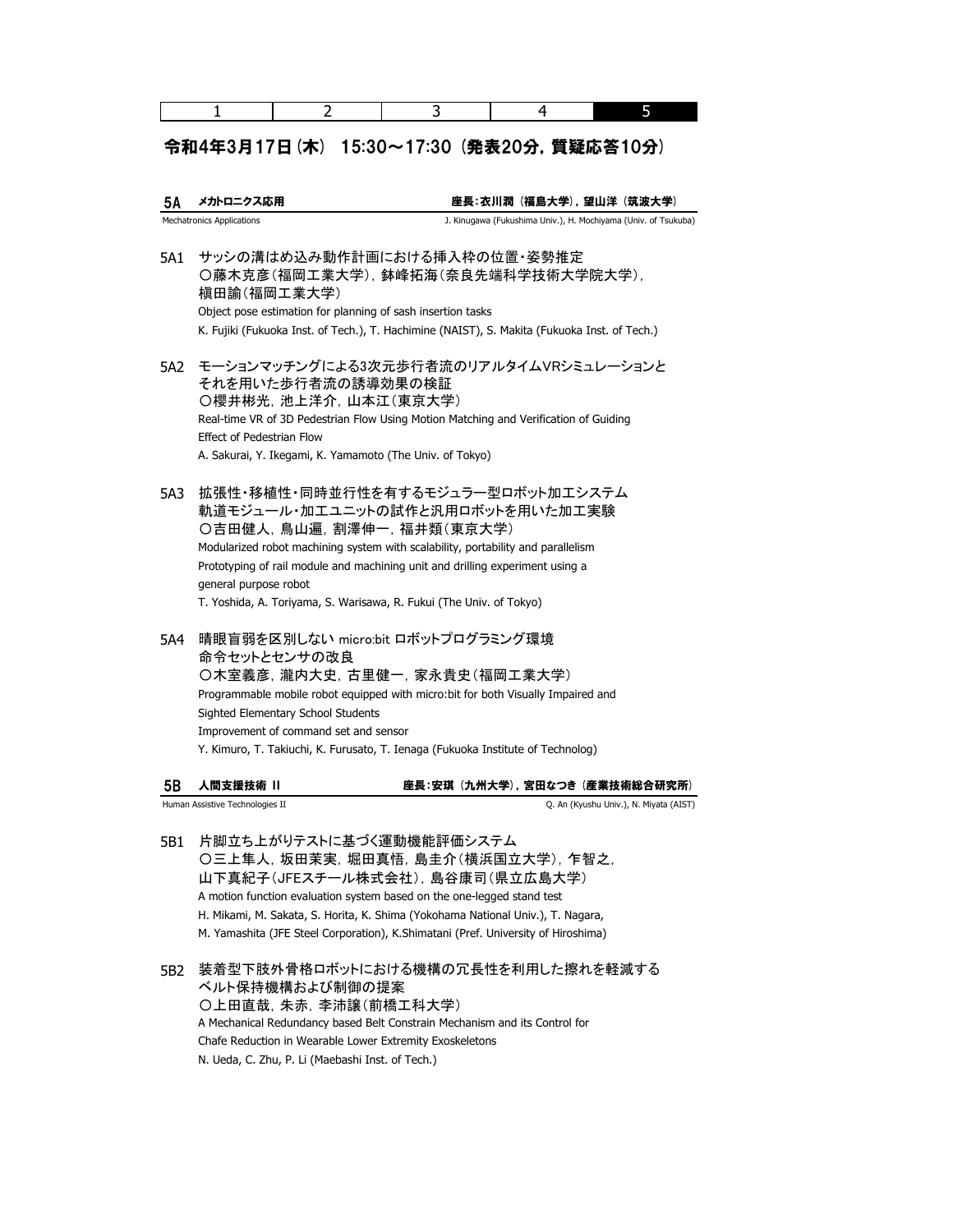| 1 | 2 | 3 | 4 | 5 |
|---|---|---|---|---|

## 令和4年3月17日（木） 15:30～17:30（発表20分，質疑応答10分）

### 5A メカトロニクス応用　　座長：衣川潤（福島大学），望山洋（筑波大学）

Mechatronics Applications　　J. Kinugawa (Fukushima Univ.), H. Mochiyama (Univ. of Tsukuba)

**5A1** サッシの溝はめ込み動作計画における挿入枠の位置・姿勢推定
〇藤木克彦（福岡工業大学），鉢峰拓海（奈良先端科学技術大学院大学），槇田諭（福岡工業大学）
Object pose estimation for planning of sash insertion tasks
K. Fujiki (Fukuoka Inst. of Tech.), T. Hachimine (NAIST), S. Makita (Fukuoka Inst. of Tech.)

**5A2** モーションマッチングによる3次元歩行者流のリアルタイムVRシミュレーションとそれを用いた歩行者流の誘導効果の検証
〇櫻井彬光，池上洋介，山本江（東京大学）
Real-time VR of 3D Pedestrian Flow Using Motion Matching and Verification of Guiding Effect of Pedestrian Flow
A. Sakurai, Y. Ikegami, K. Yamamoto (The Univ. of Tokyo)

**5A3** 拡張性・移植性・同時並行性を有するモジュラー型ロボット加工システム
軌道モジュール・加工ユニットの試作と汎用ロボットを用いた加工実験
〇吉田健人，鳥山遍，割澤伸一，福井類（東京大学）
Modularized robot machining system with scalability, portability and parallelism
Prototyping of rail module and machining unit and drilling experiment using a general purpose robot
T. Yoshida, A. Toriyama, S. Warisawa, R. Fukui (The Univ. of Tokyo)

**5A4** 晴眼盲弱を区別しない micro:bit ロボットプログラミング環境
命令セットとセンサの改良
〇木室義彦，瀧内大史，古里健一，家永貴史（福岡工業大学）
Programmable mobile robot equipped with micro:bit for both Visually Impaired and Sighted Elementary School Students
Improvement of command set and sensor
Y. Kimuro, T. Takiuchi, K. Furusato, T. Ienaga (Fukuoka Institute of Technolog)

### 5B 人間支援技術 II　　座長：安琪（九州大学），宮田なつき（産業技術総合研究所）

Human Assistive Technologies II　　Q. An (Kyushu Univ.), N. Miyata (AIST)

**5B1** 片脚立ち上がりテストに基づく運動機能評価システム
〇三上隼人，坂田茉実，堀田真悟，島圭介（横浜国立大学），乍智之，山下真紀子（JFEスチール株式会社），島谷康司（県立広島大学）
A motion function evaluation system based on the one-legged stand test
H. Mikami, M. Sakata, S. Horita, K. Shima (Yokohama National Univ.), T. Nagara, M. Yamashita (JFE Steel Corporation), K.Shimatani (Pref. University of Hiroshima)

**5B2** 装着型下肢外骨格ロボットにおける機構の冗長性を利用した擦れを軽減するベルト保持機構および制御の提案
〇上田直哉，朱赤，李沛譲（前橋工科大学）
A Mechanical Redundancy based Belt Constrain Mechanism and its Control for Chafe Reduction in Wearable Lower Extremity Exoskeletons
N. Ueda, C. Zhu, P. Li (Maebashi Inst. of Tech.)